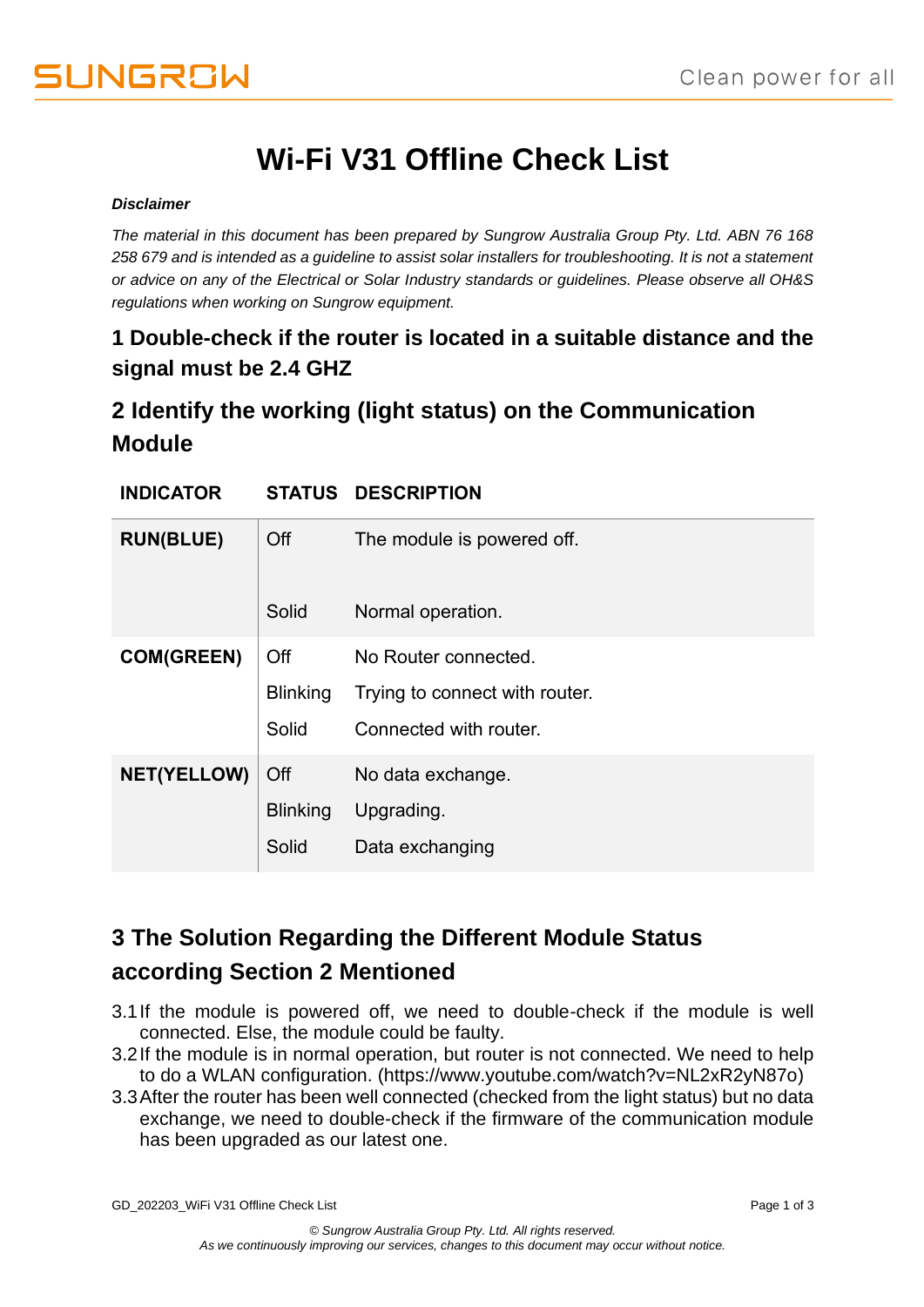# Wi-Fi V31 Offline Check List

***Disclaimer***

*The material in this document has been prepared by Sungrow Australia Group Pty. Ltd. ABN 76 168 258 679 and is intended as a guideline to assist solar installers for troubleshooting. It is not a statement or advice on any of the Electrical or Solar Industry standards or guidelines. Please observe all OH&S regulations when working on Sungrow equipment.*

## 1 Double-check if the router is located in a suitable distance and the signal must be 2.4 GHZ

## 2 Identify the working (light status) on the Communication Module

| INDICATOR | STATUS | DESCRIPTION |
|---|---|---|
| **RUN(BLUE)** | Off | The module is powered off. |
| | Solid | Normal operation. |
| **COM(GREEN)** | Off | No Router connected. |
| | Blinking | Trying to connect with router. |
| | Solid | Connected with router. |
| **NET(YELLOW)** | Off | No data exchange. |
| | Blinking | Upgrading. |
| | Solid | Data exchanging |

## 3 The Solution Regarding the Different Module Status according Section 2 Mentioned

3.1 If the module is powered off, we need to double-check if the module is well connected. Else, the module could be faulty.

3.2 If the module is in normal operation, but router is not connected. We need to help to do a WLAN configuration. (https://www.youtube.com/watch?v=NL2xR2yN87o)

3.3 After the router has been well connected (checked from the light status) but no data exchange, we need to double-check if the firmware of the communication module has been upgraded as our latest one.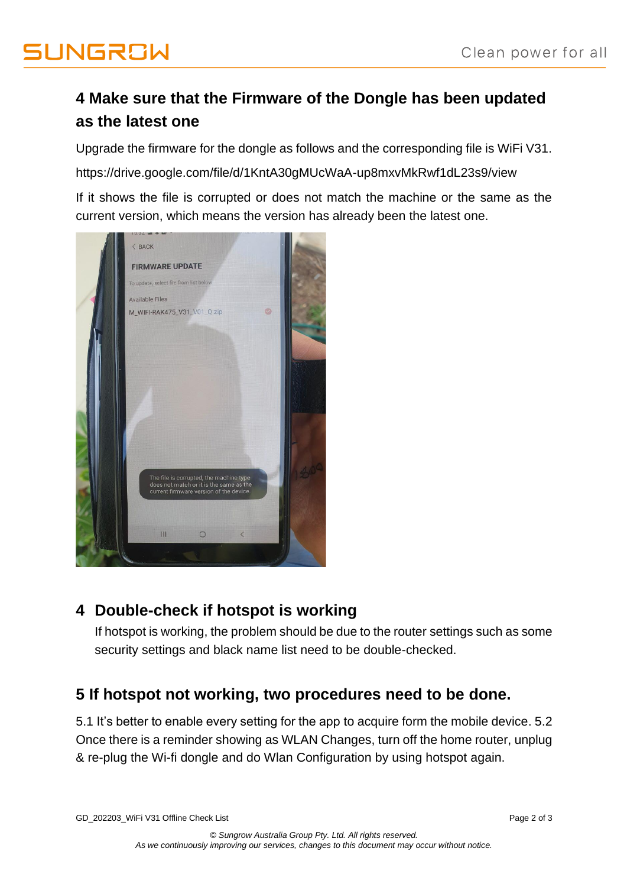## 4 Make sure that the Firmware of the Dongle has been updated as the latest one

Upgrade the firmware for the dongle as follows and the corresponding file is WiFi V31.

https://drive.google.com/file/d/1KntA30gMUcWaA-up8mxvMkRwf1dL23s9/view

If it shows the file is corrupted or does not match the machine or the same as the current version, which means the version has already been the latest one.

## 4 Double-check if hotspot is working

If hotspot is working, the problem should be due to the router settings such as some security settings and black name list need to be double-checked.

## 5 If hotspot not working, two procedures need to be done.

5.1 It's better to enable every setting for the app to acquire form the mobile device. 5.2 Once there is a reminder showing as WLAN Changes, turn off the home router, unplug & re-plug the Wi-fi dongle and do Wlan Configuration by using hotspot again.

*© Sungrow Australia Group Pty. Ltd. All rights reserved.*
*As we continuously improving our services, changes to this document may occur without notice.*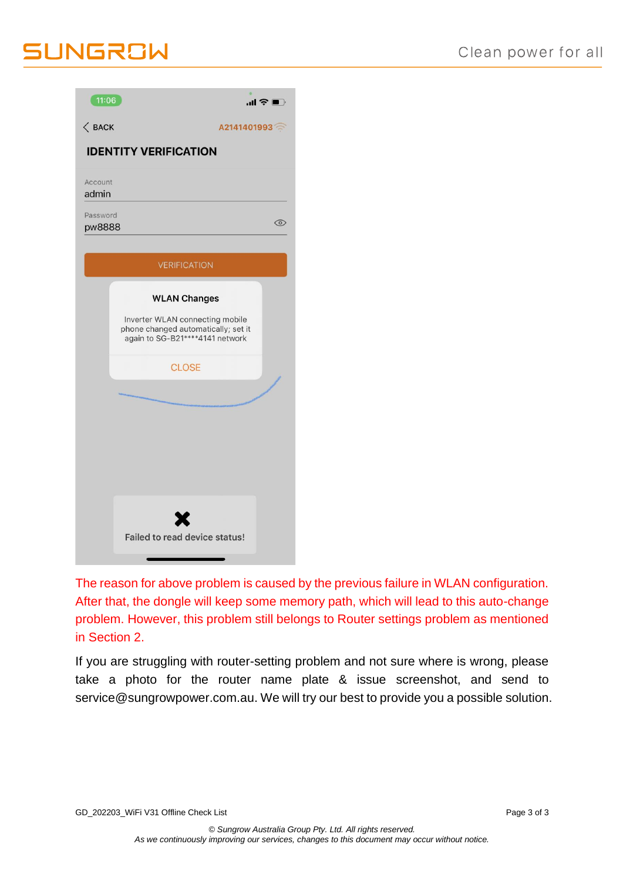IDENTITY VERIFICATION

Account
admin

Password
pw8888

VERIFICATION

**WLAN Changes**

Inverter WLAN connecting mobile phone changed automatically; set it again to SG-B21****4141 network

CLOSE

Failed to read device status!

The reason for above problem is caused by the previous failure in WLAN configuration. After that, the dongle will keep some memory path, which will lead to this auto-change problem. However, this problem still belongs to Router settings problem as mentioned in Section 2.

If you are struggling with router-setting problem and not sure where is wrong, please take a photo for the router name plate & issue screenshot, and send to service@sungrowpower.com.au. We will try our best to provide you a possible solution.